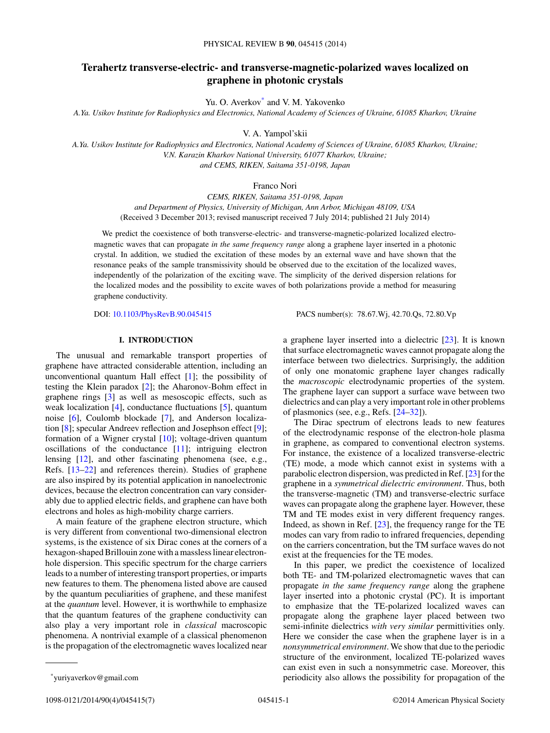# Terahertz transverse-electric- and transverse-magnetic-polarized waves localized on graphene in photonic crystals

Yu. O. Averkov[*] and V. M. Yakovenko

*A.Ya. Usikov Institute for Radiophysics and Electronics, National Academy of Sciences of Ukraine, 61085 Kharkov, Ukraine*

V. A. Yampol'skii

*A.Ya. Usikov Institute for Radiophysics and Electronics, National Academy of Sciences of Ukraine, 61085 Kharkov, Ukraine;*
*V.N. Karazin Kharkov National University, 61077 Kharkov, Ukraine;*
*and CEMS, RIKEN, Saitama 351-0198, Japan*

Franco Nori

*CEMS, RIKEN, Saitama 351-0198, Japan*
*and Department of Physics, University of Michigan, Ann Arbor, Michigan 48109, USA*

(Received 3 December 2013; revised manuscript received 7 July 2014; published 21 July 2014)

We predict the coexistence of both transverse-electric- and transverse-magnetic-polarized localized electromagnetic waves that can propagate *in the same frequency range* along a graphene layer inserted in a photonic crystal. In addition, we studied the excitation of these modes by an external wave and have shown that the resonance peaks of the sample transmissivity should be observed due to the excitation of the localized waves, independently of the polarization of the exciting wave. The simplicity of the derived dispersion relations for the localized modes and the possibility to excite waves of both polarizations provide a method for measuring graphene conductivity.

DOI: 10.1103/PhysRevB.90.045415 PACS number(s): 78.67.Wj, 42.70.Qs, 72.80.Vp

## I. INTRODUCTION

The unusual and remarkable transport properties of graphene have attracted considerable attention, including an unconventional quantum Hall effect [1]; the possibility of testing the Klein paradox [2]; the Aharonov-Bohm effect in graphene rings [3] as well as mesoscopic effects, such as weak localization [4], conductance fluctuations [5], quantum noise [6], Coulomb blockade [7], and Anderson localization [8]; specular Andreev reflection and Josephson effect [9]; formation of a Wigner crystal [10]; voltage-driven quantum oscillations of the conductance [11]; intriguing electron lensing [12], and other fascinating phenomena (see, e.g., Refs. [13–22] and references therein). Studies of graphene are also inspired by its potential application in nanoelectronic devices, because the electron concentration can vary considerably due to applied electric fields, and graphene can have both electrons and holes as high-mobility charge carriers.

A main feature of the graphene electron structure, which is very different from conventional two-dimensional electron systems, is the existence of six Dirac cones at the corners of a hexagon-shaped Brillouin zone with a massless linear electron-hole dispersion. This specific spectrum for the charge carriers leads to a number of interesting transport properties, or imparts new features to them. The phenomena listed above are caused by the quantum peculiarities of graphene, and these manifest at the *quantum* level. However, it is worthwhile to emphasize that the quantum features of the graphene conductivity can also play a very important role in *classical* macroscopic phenomena. A nontrivial example of a classical phenomenon is the propagation of the electromagnetic waves localized near a graphene layer inserted into a dielectric [23]. It is known that surface electromagnetic waves cannot propagate along the interface between two dielectrics. Surprisingly, the addition of only one monatomic graphene layer changes radically the *macroscopic* electrodynamic properties of the system. The graphene layer can support a surface wave between two dielectrics and can play a very important role in other problems of plasmonics (see, e.g., Refs. [24–32]).

The Dirac spectrum of electrons leads to new features of the electrodynamic response of the electron-hole plasma in graphene, as compared to conventional electron systems. For instance, the existence of a localized transverse-electric (TE) mode, a mode which cannot exist in systems with a parabolic electron dispersion, was predicted in Ref. [23] for the graphene in a *symmetrical dielectric environment*. Thus, both the transverse-magnetic (TM) and transverse-electric surface waves can propagate along the graphene layer. However, these TM and TE modes exist in very different frequency ranges. Indeed, as shown in Ref. [23], the frequency range for the TE modes can vary from radio to infrared frequencies, depending on the carriers concentration, but the TM surface waves do not exist at the frequencies for the TE modes.

In this paper, we predict the coexistence of localized both TE- and TM-polarized electromagnetic waves that can propagate *in the same frequency range* along the graphene layer inserted into a photonic crystal (PC). It is important to emphasize that the TE-polarized localized waves can propagate along the graphene layer placed between two semi-infinite dielectrics *with very similar* permittivities only. Here we consider the case when the graphene layer is in a *nonsymmetrical environment*. We show that due to the periodic structure of the environment, localized TE-polarized waves can exist even in such a nonsymmetric case. Moreover, this periodicity also allows the possibility for propagation of the

[*] yuriyaverkov@gmail.com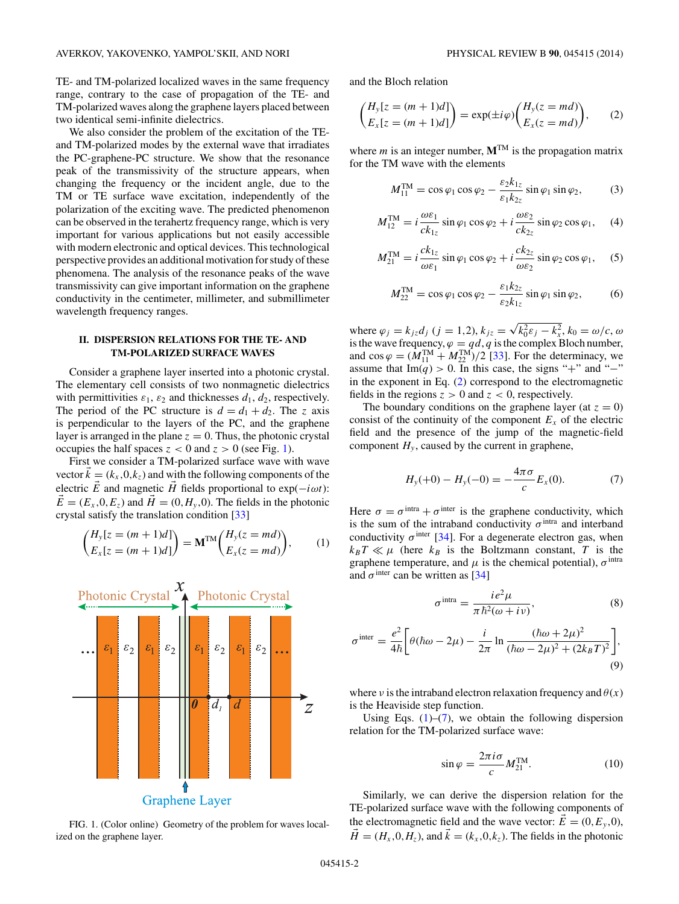TE- and TM-polarized localized waves in the same frequency range, contrary to the case of propagation of the TE- and TM-polarized waves along the graphene layers placed between two identical semi-infinite dielectrics.

We also consider the problem of the excitation of the TE- and TM-polarized modes by the external wave that irradiates the PC-graphene-PC structure. We show that the resonance peak of the transmissivity of the structure appears, when changing the frequency or the incident angle, due to the TM or TE surface wave excitation, independently of the polarization of the exciting wave. The predicted phenomenon can be observed in the terahertz frequency range, which is very important for various applications but not easily accessible with modern electronic and optical devices. This technological perspective provides an additional motivation for study of these phenomena. The analysis of the resonance peaks of the wave transmissivity can give important information on the graphene conductivity in the centimeter, millimeter, and submillimeter wavelength frequency ranges.

## II. DISPERSION RELATIONS FOR THE TE- AND TM-POLARIZED SURFACE WAVES

Consider a graphene layer inserted into a photonic crystal. The elementary cell consists of two nonmagnetic dielectrics with permittivities $\varepsilon_1$, $\varepsilon_2$ and thicknesses $d_1$, $d_2$, respectively. The period of the PC structure is $d = d_1 + d_2$. The $z$ axis is perpendicular to the layers of the PC, and the graphene layer is arranged in the plane $z = 0$. Thus, the photonic crystal occupies the half spaces $z < 0$ and $z > 0$ (see Fig. 1).

First we consider a TM-polarized surface wave with wave vector $\vec{k} = (k_x, 0, k_z)$ and with the following components of the electric $\vec{E}$ and magnetic $\vec{H}$ fields proportional to $\exp(-i\omega t)$: $\vec{E} = (E_x, 0, E_z)$ and $\vec{H} = (0, H_y, 0)$. The fields in the photonic crystal satisfy the translation condition [33]

$$\begin{pmatrix} H_y[z=(m+1)d] \\ E_x[z=(m+1)d] \end{pmatrix} = \mathbf{M}^{\mathrm{TM}} \begin{pmatrix} H_y(z=md) \\ E_x(z=md) \end{pmatrix}, \qquad (1)$$

FIG. 1. (Color online) Geometry of the problem for waves localized on the graphene layer.

and the Bloch relation

$$\begin{pmatrix} H_y[z=(m+1)d] \\ E_x[z=(m+1)d] \end{pmatrix} = \exp(\pm i\varphi) \begin{pmatrix} H_y(z=md) \\ E_x(z=md) \end{pmatrix}, \qquad (2)$$

where $m$ is an integer number, $\mathbf{M}^{\mathrm{TM}}$ is the propagation matrix for the TM wave with the elements

$$M_{11}^{\mathrm{TM}} = \cos\varphi_1 \cos\varphi_2 - \frac{\varepsilon_2 k_{1z}}{\varepsilon_1 k_{2z}} \sin\varphi_1 \sin\varphi_2, \qquad (3)$$

$$M_{12}^{\mathrm{TM}} = i\frac{\omega\varepsilon_1}{ck_{1z}} \sin\varphi_1 \cos\varphi_2 + i\frac{\omega\varepsilon_2}{ck_{2z}} \sin\varphi_2 \cos\varphi_1, \qquad (4)$$

$$M_{21}^{\mathrm{TM}} = i\frac{ck_{1z}}{\omega\varepsilon_1} \sin\varphi_1 \cos\varphi_2 + i\frac{ck_{2z}}{\omega\varepsilon_2} \sin\varphi_2 \cos\varphi_1, \qquad (5)$$

$$M_{22}^{\mathrm{TM}} = \cos\varphi_1 \cos\varphi_2 - \frac{\varepsilon_1 k_{2z}}{\varepsilon_2 k_{1z}} \sin\varphi_1 \sin\varphi_2, \qquad (6)$$

where $\varphi_j = k_{jz} d_j$ $(j = 1,2)$, $k_{jz} = \sqrt{k_0^2 \varepsilon_j - k_x^2}$, $k_0 = \omega/c$, $\omega$ is the wave frequency, $\varphi = qd$, $q$ is the complex Bloch number, and $\cos\varphi = (M_{11}^{\mathrm{TM}} + M_{22}^{\mathrm{TM}})/2$ [33]. For the determinacy, we assume that $\mathrm{Im}(q) > 0$. In this case, the signs "+" and "−" in the exponent in Eq. (2) correspond to the electromagnetic fields in the regions $z > 0$ and $z < 0$, respectively.

The boundary conditions on the graphene layer (at $z = 0$) consist of the continuity of the component $E_x$ of the electric field and the presence of the jump of the magnetic-field component $H_y$, caused by the current in graphene,

$$H_y(+0) - H_y(-0) = -\frac{4\pi\sigma}{c} E_x(0). \qquad (7)$$

Here $\sigma = \sigma^{\mathrm{intra}} + \sigma^{\mathrm{inter}}$ is the graphene conductivity, which is the sum of the intraband conductivity $\sigma^{\mathrm{intra}}$ and interband conductivity $\sigma^{\mathrm{inter}}$ [34]. For a degenerate electron gas, when $k_B T \ll \mu$ (here $k_B$ is the Boltzmann constant, $T$ is the graphene temperature, and $\mu$ is the chemical potential), $\sigma^{\mathrm{intra}}$ and $\sigma^{\mathrm{inter}}$ can be written as [34]

$$\sigma^{\mathrm{intra}} = \frac{ie^2\mu}{\pi\hbar^2(\omega + i\nu)}, \qquad (8)$$

$$\sigma^{\mathrm{inter}} = \frac{e^2}{4\hbar}\left[\theta(\hbar\omega - 2\mu) - \frac{i}{2\pi}\ln\frac{(\hbar\omega + 2\mu)^2}{(\hbar\omega - 2\mu)^2 + (2k_B T)^2}\right], \qquad (9)$$

where $\nu$ is the intraband electron relaxation frequency and $\theta(x)$ is the Heaviside step function.

Using Eqs. (1)–(7), we obtain the following dispersion relation for the TM-polarized surface wave:

$$\sin\varphi = \frac{2\pi i\sigma}{c} M_{21}^{\mathrm{TM}}. \qquad (10)$$

Similarly, we can derive the dispersion relation for the TE-polarized surface wave with the following components of the electromagnetic field and the wave vector: $\vec{E} = (0, E_y, 0)$, $\vec{H} = (H_x, 0, H_z)$, and $\vec{k} = (k_x, 0, k_z)$. The fields in the photonic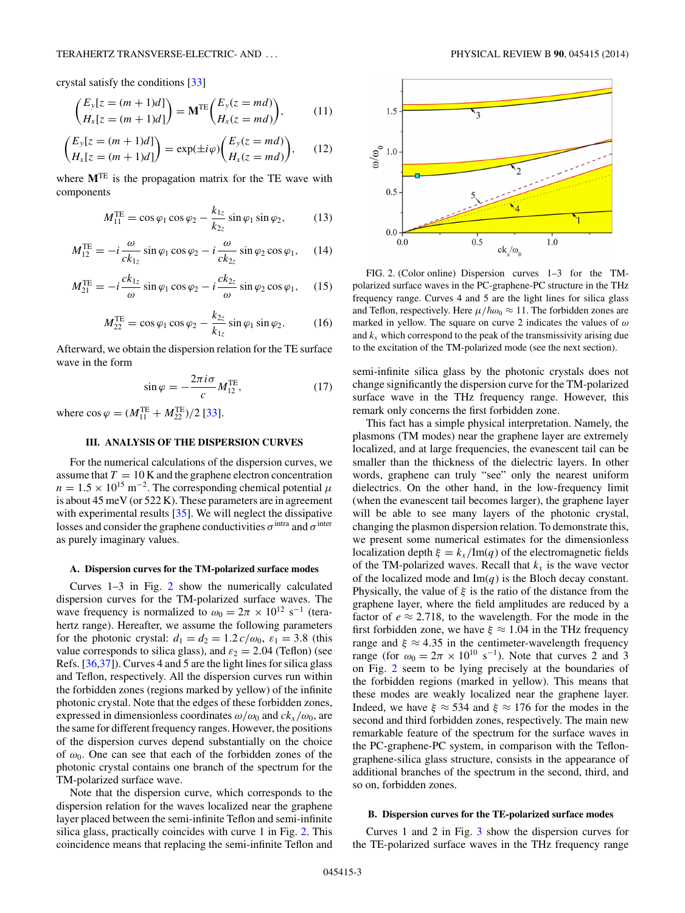crystal satisfy the conditions [33]

$$\begin{pmatrix} E_y[z=(m+1)d] \\ H_x[z=(m+1)d] \end{pmatrix} = \mathbf{M}^{\mathrm{TE}} \begin{pmatrix} E_y(z=md) \\ H_x(z=md) \end{pmatrix}, \tag{11}$$

$$\begin{pmatrix} E_y[z=(m+1)d] \\ H_x[z=(m+1)d] \end{pmatrix} = \exp(\pm i\varphi) \begin{pmatrix} E_y(z=md) \\ H_x(z=md) \end{pmatrix}, \tag{12}$$

where $\mathbf{M}^{\mathrm{TE}}$ is the propagation matrix for the TE wave with components

$$M_{11}^{\mathrm{TE}} = \cos\varphi_1 \cos\varphi_2 - \frac{k_{1z}}{k_{2z}} \sin\varphi_1 \sin\varphi_2, \tag{13}$$

$$M_{12}^{\mathrm{TE}} = -i\frac{\omega}{ck_{1z}} \sin\varphi_1 \cos\varphi_2 - i\frac{\omega}{ck_{2z}} \sin\varphi_2 \cos\varphi_1, \tag{14}$$

$$M_{21}^{\mathrm{TE}} = -i\frac{ck_{1z}}{\omega} \sin\varphi_1 \cos\varphi_2 - i\frac{ck_{2z}}{\omega} \sin\varphi_2 \cos\varphi_1, \tag{15}$$

$$M_{22}^{\mathrm{TE}} = \cos\varphi_1 \cos\varphi_2 - \frac{k_{2z}}{k_{1z}} \sin\varphi_1 \sin\varphi_2. \tag{16}$$

Afterward, we obtain the dispersion relation for the TE surface wave in the form

$$\sin\varphi = -\frac{2\pi i\sigma}{c} M_{12}^{\mathrm{TE}}, \tag{17}$$

where $\cos\varphi = (M_{11}^{\mathrm{TE}} + M_{22}^{\mathrm{TE}})/2$ [33].

## III. ANALYSIS OF THE DISPERSION CURVES

For the numerical calculations of the dispersion curves, we assume that $T = 10$ K and the graphene electron concentration $n = 1.5 \times 10^{15}$ m$^{-2}$. The corresponding chemical potential $\mu$ is about 45 meV (or 522 K). These parameters are in agreement with experimental results [35]. We will neglect the dissipative losses and consider the graphene conductivities $\sigma^{\mathrm{intra}}$ and $\sigma^{\mathrm{inter}}$ as purely imaginary values.

### A. Dispersion curves for the TM-polarized surface modes

Curves 1–3 in Fig. 2 show the numerically calculated dispersion curves for the TM-polarized surface waves. The wave frequency is normalized to $\omega_0 = 2\pi \times 10^{12}$ s$^{-1}$ (terahertz range). Hereafter, we assume the following parameters for the photonic crystal: $d_1 = d_2 = 1.2\,c/\omega_0$, $\varepsilon_1 = 3.8$ (this value corresponds to silica glass), and $\varepsilon_2 = 2.04$ (Teflon) (see Refs. [36,37]). Curves 4 and 5 are the light lines for silica glass and Teflon, respectively. All the dispersion curves run within the forbidden zones (regions marked by yellow) of the infinite photonic crystal. Note that the edges of these forbidden zones, expressed in dimensionless coordinates $\omega/\omega_0$ and $ck_x/\omega_0$, are the same for different frequency ranges. However, the positions of the dispersion curves depend substantially on the choice of $\omega_0$. One can see that each of the forbidden zones of the photonic crystal contains one branch of the spectrum for the TM-polarized surface wave.

Note that the dispersion curve, which corresponds to the dispersion relation for the waves localized near the graphene layer placed between the semi-infinite Teflon and semi-infinite silica glass, practically coincides with curve 1 in Fig. 2. This coincidence means that replacing the semi-infinite Teflon and semi-infinite silica glass by the photonic crystals does not change significantly the dispersion curve for the TM-polarized surface wave in the THz frequency range. However, this remark only concerns the first forbidden zone.

FIG. 2. (Color online) Dispersion curves 1–3 for the TM-polarized surface waves in the PC-graphene-PC structure in the THz frequency range. Curves 4 and 5 are the light lines for silica glass and Teflon, respectively. Here $\mu/\hbar\omega_0 \approx 11$. The forbidden zones are marked in yellow. The square on curve 2 indicates the values of $\omega$ and $k_x$ which correspond to the peak of the transmissivity arising due to the excitation of the TM-polarized mode (see the next section).

This fact has a simple physical interpretation. Namely, the plasmons (TM modes) near the graphene layer are extremely localized, and at large frequencies, the evanescent tail can be smaller than the thickness of the dielectric layers. In other words, graphene can truly "see" only the nearest uniform dielectrics. On the other hand, in the low-frequency limit (when the evanescent tail becomes larger), the graphene layer will be able to see many layers of the photonic crystal, changing the plasmon dispersion relation. To demonstrate this, we present some numerical estimates for the dimensionless localization depth $\xi = k_x/\mathrm{Im}(q)$ of the electromagnetic fields of the TM-polarized waves. Recall that $k_x$ is the wave vector of the localized mode and $\mathrm{Im}(q)$ is the Bloch decay constant. Physically, the value of $\xi$ is the ratio of the distance from the graphene layer, where the field amplitudes are reduced by a factor of $e \approx 2.718$, to the wavelength. For the mode in the first forbidden zone, we have $\xi \approx 1.04$ in the THz frequency range and $\xi \approx 4.35$ in the centimeter-wavelength frequency range (for $\omega_0 = 2\pi \times 10^{10}$ s$^{-1}$). Note that curves 2 and 3 on Fig. 2 seem to be lying precisely at the boundaries of the forbidden regions (marked in yellow). This means that these modes are weakly localized near the graphene layer. Indeed, we have $\xi \approx 534$ and $\xi \approx 176$ for the modes in the second and third forbidden zones, respectively. The main new remarkable feature of the spectrum for the surface waves in the PC-graphene-PC system, in comparison with the Teflon-graphene-silica glass structure, consists in the appearance of additional branches of the spectrum in the second, third, and so on, forbidden zones.

### B. Dispersion curves for the TE-polarized surface modes

Curves 1 and 2 in Fig. 3 show the dispersion curves for the TE-polarized surface waves in the THz frequency range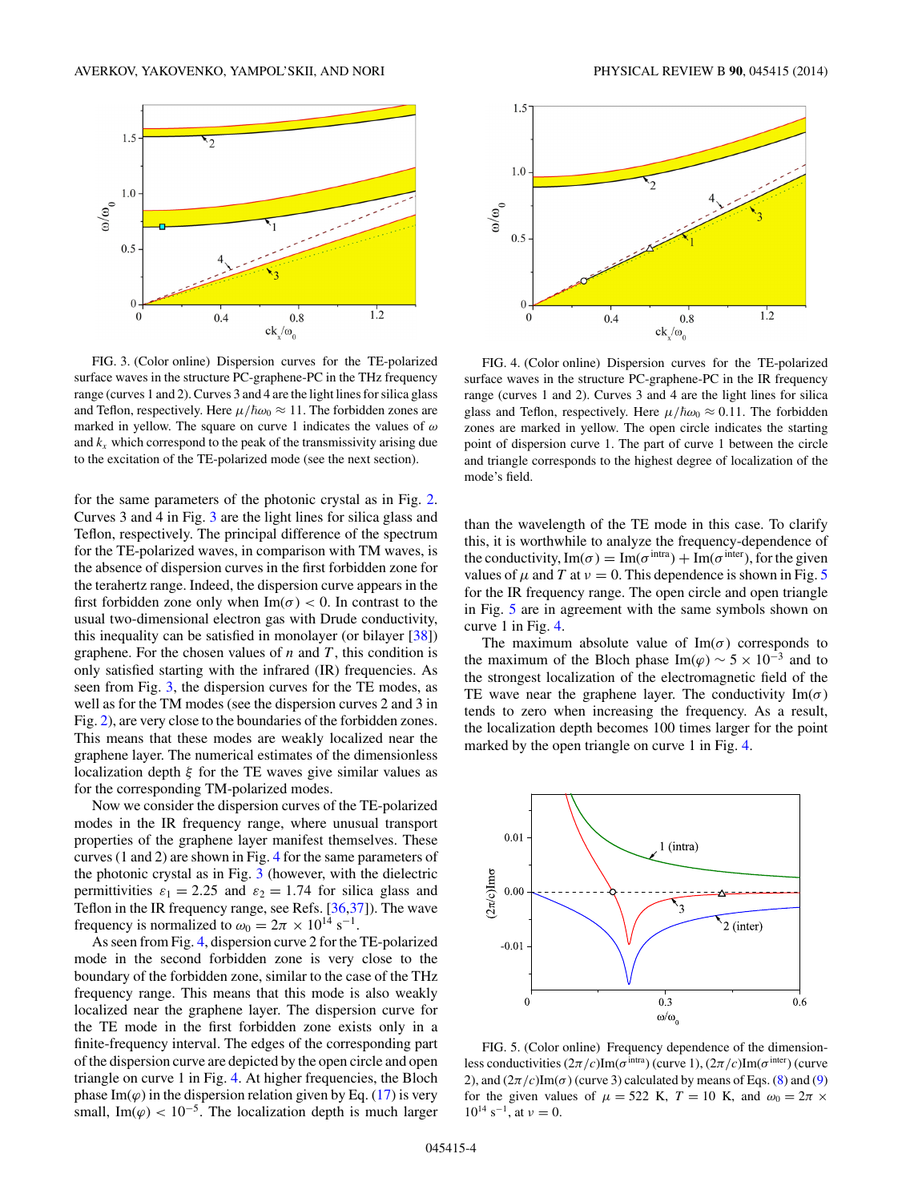FIG. 3. (Color online) Dispersion curves for the TE-polarized surface waves in the structure PC-graphene-PC in the THz frequency range (curves 1 and 2). Curves 3 and 4 are the light lines for silica glass and Teflon, respectively. Here $\mu/\hbar\omega_0 \approx 11$. The forbidden zones are marked in yellow. The square on curve 1 indicates the values of $\omega$ and $k_x$ which correspond to the peak of the transmissivity arising due to the excitation of the TE-polarized mode (see the next section).

FIG. 4. (Color online) Dispersion curves for the TE-polarized surface waves in the structure PC-graphene-PC in the IR frequency range (curves 1 and 2). Curves 3 and 4 are the light lines for silica glass and Teflon, respectively. Here $\mu/\hbar\omega_0 \approx 0.11$. The forbidden zones are marked in yellow. The open circle indicates the starting point of dispersion curve 1. The part of curve 1 between the circle and triangle corresponds to the highest degree of localization of the mode's field.

for the same parameters of the photonic crystal as in Fig. 2. Curves 3 and 4 in Fig. 3 are the light lines for silica glass and Teflon, respectively. The principal difference of the spectrum for the TE-polarized waves, in comparison with TM waves, is the absence of dispersion curves in the first forbidden zone for the terahertz range. Indeed, the dispersion curve appears in the first forbidden zone only when $\mathrm{Im}(\sigma) < 0$. In contrast to the usual two-dimensional electron gas with Drude conductivity, this inequality can be satisfied in monolayer (or bilayer [38]) graphene. For the chosen values of $n$ and $T$, this condition is only satisfied starting with the infrared (IR) frequencies. As seen from Fig. 3, the dispersion curves for the TE modes, as well as for the TM modes (see the dispersion curves 2 and 3 in Fig. 2), are very close to the boundaries of the forbidden zones. This means that these modes are weakly localized near the graphene layer. The numerical estimates of the dimensionless localization depth $\xi$ for the TE waves give similar values as for the corresponding TM-polarized modes.

Now we consider the dispersion curves of the TE-polarized modes in the IR frequency range, where unusual transport properties of the graphene layer manifest themselves. These curves (1 and 2) are shown in Fig. 4 for the same parameters of the photonic crystal as in Fig. 3 (however, with the dielectric permittivities $\varepsilon_1 = 2.25$ and $\varepsilon_2 = 1.74$ for silica glass and Teflon in the IR frequency range, see Refs. [36,37]). The wave frequency is normalized to $\omega_0 = 2\pi \times 10^{14}\ \mathrm{s}^{-1}$.

As seen from Fig. 4, dispersion curve 2 for the TE-polarized mode in the second forbidden zone is very close to the boundary of the forbidden zone, similar to the case of the THz frequency range. This means that this mode is also weakly localized near the graphene layer. The dispersion curve for the TE mode in the first forbidden zone exists only in a finite-frequency interval. The edges of the corresponding part of the dispersion curve are depicted by the open circle and open triangle on curve 1 in Fig. 4. At higher frequencies, the Bloch phase $\mathrm{Im}(\varphi)$ in the dispersion relation given by Eq. (17) is very small, $\mathrm{Im}(\varphi) < 10^{-5}$. The localization depth is much larger than the wavelength of the TE mode in this case. To clarify this, it is worthwhile to analyze the frequency-dependence of the conductivity, $\mathrm{Im}(\sigma) = \mathrm{Im}(\sigma^{\mathrm{intra}}) + \mathrm{Im}(\sigma^{\mathrm{inter}})$, for the given values of $\mu$ and $T$ at $\nu = 0$. This dependence is shown in Fig. 5 for the IR frequency range. The open circle and open triangle in Fig. 5 are in agreement with the same symbols shown on curve 1 in Fig. 4.

The maximum absolute value of $\mathrm{Im}(\sigma)$ corresponds to the maximum of the Bloch phase $\mathrm{Im}(\varphi) \sim 5 \times 10^{-3}$ and to the strongest localization of the electromagnetic field of the TE wave near the graphene layer. The conductivity $\mathrm{Im}(\sigma)$ tends to zero when increasing the frequency. As a result, the localization depth becomes 100 times larger for the point marked by the open triangle on curve 1 in Fig. 4.

FIG. 5. (Color online) Frequency dependence of the dimensionless conductivities $(2\pi/c)\mathrm{Im}(\sigma^{\mathrm{intra}})$ (curve 1), $(2\pi/c)\mathrm{Im}(\sigma^{\mathrm{inter}})$ (curve 2), and $(2\pi/c)\mathrm{Im}(\sigma)$ (curve 3) calculated by means of Eqs. (8) and (9) for the given values of $\mu = 522$ K, $T = 10$ K, and $\omega_0 = 2\pi \times 10^{14}\ \mathrm{s}^{-1}$, at $\nu = 0$.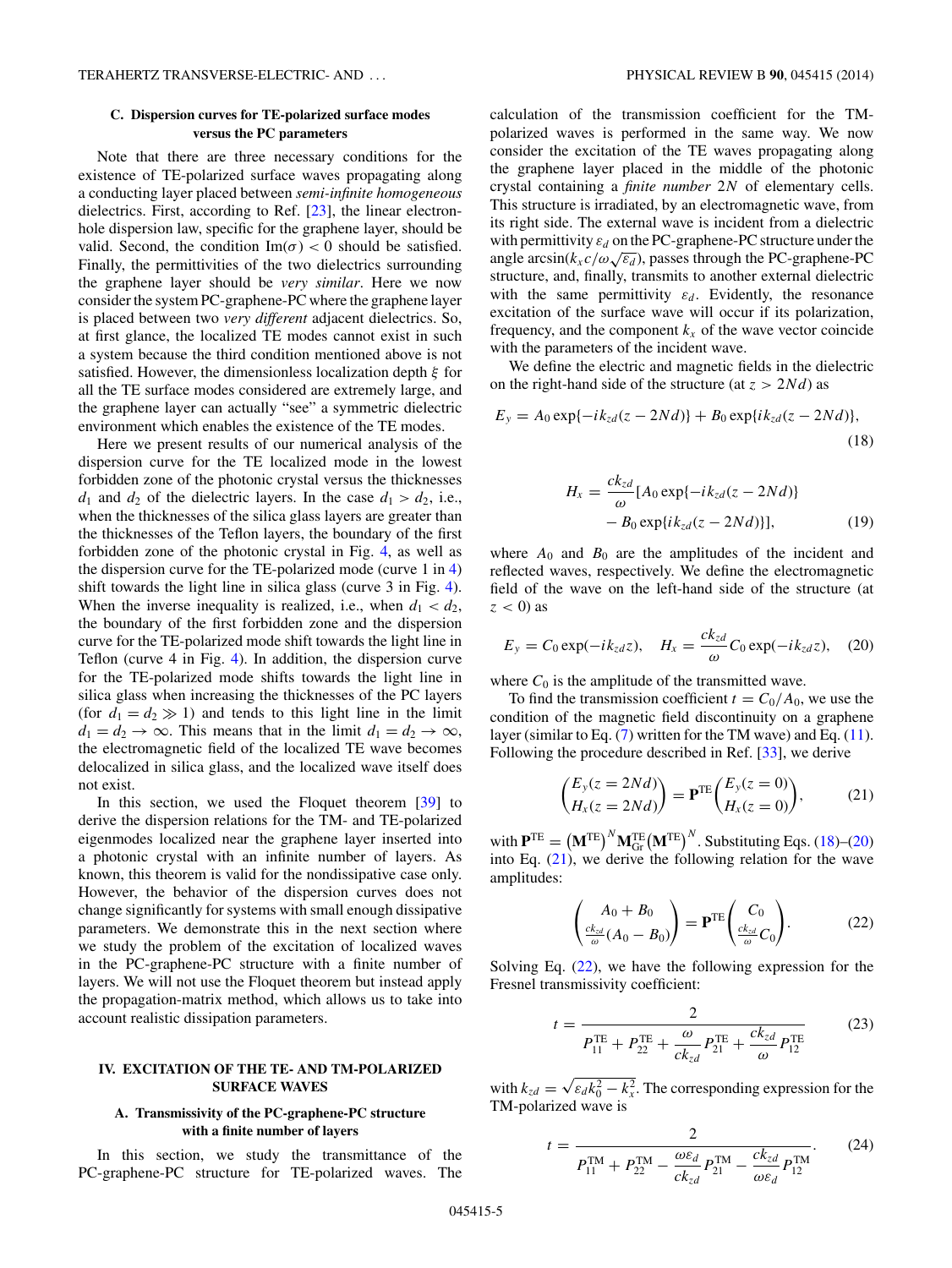### C. Dispersion curves for TE-polarized surface modes versus the PC parameters

Note that there are three necessary conditions for the existence of TE-polarized surface waves propagating along a conducting layer placed between *semi-infinite homogeneous* dielectrics. First, according to Ref. [23], the linear electron-hole dispersion law, specific for the graphene layer, should be valid. Second, the condition $\mathrm{Im}(\sigma) < 0$ should be satisfied. Finally, the permittivities of the two dielectrics surrounding the graphene layer should be *very similar*. Here we now consider the system PC-graphene-PC where the graphene layer is placed between two *very different* adjacent dielectrics. So, at first glance, the localized TE modes cannot exist in such a system because the third condition mentioned above is not satisfied. However, the dimensionless localization depth $\xi$ for all the TE surface modes considered are extremely large, and the graphene layer can actually "see" a symmetric dielectric environment which enables the existence of the TE modes.

Here we present results of our numerical analysis of the dispersion curve for the TE localized mode in the lowest forbidden zone of the photonic crystal versus the thicknesses $d_1$ and $d_2$ of the dielectric layers. In the case $d_1 > d_2$, i.e., when the thicknesses of the silica glass layers are greater than the thicknesses of the Teflon layers, the boundary of the first forbidden zone of the photonic crystal in Fig. 4, as well as the dispersion curve for the TE-polarized mode (curve 1 in 4) shift towards the light line in silica glass (curve 3 in Fig. 4). When the inverse inequality is realized, i.e., when $d_1 < d_2$, the boundary of the first forbidden zone and the dispersion curve for the TE-polarized mode shift towards the light line in Teflon (curve 4 in Fig. 4). In addition, the dispersion curve for the TE-polarized mode shifts towards the light line in silica glass when increasing the thicknesses of the PC layers (for $d_1 = d_2 \gg 1$) and tends to this light line in the limit $d_1 = d_2 \to \infty$. This means that in the limit $d_1 = d_2 \to \infty$, the electromagnetic field of the localized TE wave becomes delocalized in silica glass, and the localized wave itself does not exist.

In this section, we used the Floquet theorem [39] to derive the dispersion relations for the TM- and TE-polarized eigenmodes localized near the graphene layer inserted into a photonic crystal with an infinite number of layers. As known, this theorem is valid for the nondissipative case only. However, the behavior of the dispersion curves does not change significantly for systems with small enough dissipative parameters. We demonstrate this in the next section where we study the problem of the excitation of localized waves in the PC-graphene-PC structure with a finite number of layers. We will not use the Floquet theorem but instead apply the propagation-matrix method, which allows us to take into account realistic dissipation parameters.

## IV. EXCITATION OF THE TE- AND TM-POLARIZED SURFACE WAVES

### A. Transmissivity of the PC-graphene-PC structure with a finite number of layers

In this section, we study the transmittance of the PC-graphene-PC structure for TE-polarized waves. The calculation of the transmission coefficient for the TM-polarized waves is performed in the same way. We now consider the excitation of the TE waves propagating along the graphene layer placed in the middle of the photonic crystal containing a *finite number* $2N$ of elementary cells. This structure is irradiated, by an electromagnetic wave, from its right side. The external wave is incident from a dielectric with permittivity $\varepsilon_d$ on the PC-graphene-PC structure under the angle $\arcsin(k_x c/\omega\sqrt{\varepsilon_d})$, passes through the PC-graphene-PC structure, and, finally, transmits to another external dielectric with the same permittivity $\varepsilon_d$. Evidently, the resonance excitation of the surface wave will occur if its polarization, frequency, and the component $k_x$ of the wave vector coincide with the parameters of the incident wave.

We define the electric and magnetic fields in the dielectric on the right-hand side of the structure (at $z > 2Nd$) as

$$E_y = A_0 \exp\{-ik_{zd}(z - 2Nd)\} + B_0 \exp\{ik_{zd}(z - 2Nd)\}, \tag{18}$$

$$H_x = \frac{ck_{zd}}{\omega}[A_0 \exp\{-ik_{zd}(z - 2Nd)\} - B_0 \exp\{ik_{zd}(z - 2Nd)\}], \tag{19}$$

where $A_0$ and $B_0$ are the amplitudes of the incident and reflected waves, respectively. We define the electromagnetic field of the wave on the left-hand side of the structure (at $z < 0$) as

$$E_y = C_0 \exp(-ik_{zd}z), \quad H_x = \frac{ck_{zd}}{\omega}C_0 \exp(-ik_{zd}z), \tag{20}$$

where $C_0$ is the amplitude of the transmitted wave.

To find the transmission coefficient $t = C_0/A_0$, we use the condition of the magnetic field discontinuity on a graphene layer (similar to Eq. (7) written for the TM wave) and Eq. (11). Following the procedure described in Ref. [33], we derive

$$\begin{pmatrix} E_y(z = 2Nd) \\ H_x(z = 2Nd) \end{pmatrix} = \mathbf{P}^{\mathrm{TE}} \begin{pmatrix} E_y(z = 0) \\ H_x(z = 0) \end{pmatrix}, \tag{21}$$

with $\mathbf{P}^{\mathrm{TE}} = (\mathbf{M}^{\mathrm{TE}})^N \mathbf{M}^{\mathrm{TE}}_{\mathrm{Gr}} (\mathbf{M}^{\mathrm{TE}})^N$. Substituting Eqs. (18)–(20) into Eq. (21), we derive the following relation for the wave amplitudes:

$$\begin{pmatrix} A_0 + B_0 \\ \frac{ck_{zd}}{\omega}(A_0 - B_0) \end{pmatrix} = \mathbf{P}^{\mathrm{TE}} \begin{pmatrix} C_0 \\ \frac{ck_{zd}}{\omega}C_0 \end{pmatrix}. \tag{22}$$

Solving Eq. (22), we have the following expression for the Fresnel transmissivity coefficient:

$$t = \frac{2}{P_{11}^{\mathrm{TE}} + P_{22}^{\mathrm{TE}} + \dfrac{\omega}{ck_{zd}}P_{21}^{\mathrm{TE}} + \dfrac{ck_{zd}}{\omega}P_{12}^{\mathrm{TE}}} \tag{23}$$

with $k_{zd} = \sqrt{\varepsilon_d k_0^2 - k_x^2}$. The corresponding expression for the TM-polarized wave is

$$t = \frac{2}{P_{11}^{\mathrm{TM}} + P_{22}^{\mathrm{TM}} - \dfrac{\omega\varepsilon_d}{ck_{zd}}P_{21}^{\mathrm{TM}} - \dfrac{ck_{zd}}{\omega\varepsilon_d}P_{12}^{\mathrm{TM}}}. \tag{24}$$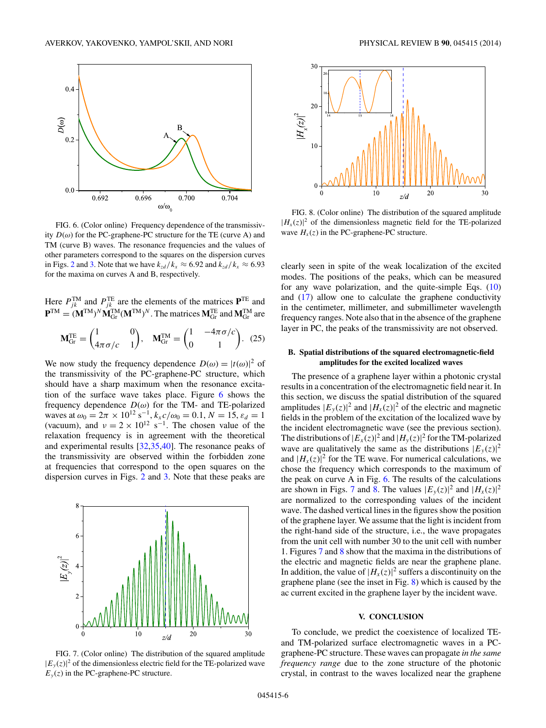FIG. 6. (Color online) Frequency dependence of the transmissivity $D(\omega)$ for the PC-graphene-PC structure for the TE (curve A) and TM (curve B) waves. The resonance frequencies and the values of other parameters correspond to the squares on the dispersion curves in Figs. 2 and 3. Note that we have $k_{zd}/k_x \approx 6.92$ and $k_{zd}/k_x \approx 6.93$ for the maxima on curves A and B, respectively.

Here $P_{jk}^{\mathrm{TM}}$ and $P_{jk}^{\mathrm{TE}}$ are the elements of the matrices $\mathbf{P}^{\mathrm{TE}}$ and $\mathbf{P}^{\mathrm{TM}} = (\mathbf{M}^{\mathrm{TM}})^N \mathbf{M}_{\mathrm{Gr}}^{\mathrm{TM}} (\mathbf{M}^{\mathrm{TM}})^N$. The matrices $\mathbf{M}_{\mathrm{Gr}}^{\mathrm{TE}}$ and $\mathbf{M}_{\mathrm{Gr}}^{\mathrm{TM}}$ are

$$\mathbf{M}_{\mathrm{Gr}}^{\mathrm{TE}} = \begin{pmatrix} 1 & 0 \\ 4\pi\sigma/c & 1 \end{pmatrix}, \quad \mathbf{M}_{\mathrm{Gr}}^{\mathrm{TM}} = \begin{pmatrix} 1 & -4\pi\sigma/c \\ 0 & 1 \end{pmatrix}. \quad (25)$$

We now study the frequency dependence $D(\omega) = |t(\omega)|^2$ of the transmissivity of the PC-graphene-PC structure, which should have a sharp maximum when the resonance excitation of the surface wave takes place. Figure 6 shows the frequency dependence $D(\omega)$ for the TM- and TE-polarized waves at $\omega_0 = 2\pi \times 10^{12}$ s$^{-1}$, $k_x c/\omega_0 = 0.1$, $N = 15$, $\varepsilon_d = 1$ (vacuum), and $\nu = 2 \times 10^{12}$ s$^{-1}$. The chosen value of the relaxation frequency is in agreement with the theoretical and experimental results [32,35,40]. The resonance peaks of the transmissivity are observed within the forbidden zone at frequencies that correspond to the open squares on the dispersion curves in Figs. 2 and 3. Note that these peaks are clearly seen in spite of the weak localization of the excited modes. The positions of the peaks, which can be measured for any wave polarization, and the quite-simple Eqs. (10) and (17) allow one to calculate the graphene conductivity in the centimeter, millimeter, and submillimeter wavelength frequency ranges. Note also that in the absence of the graphene layer in PC, the peaks of the transmissivity are not observed.

FIG. 7. (Color online) The distribution of the squared amplitude $|E_y(z)|^2$ of the dimensionless electric field for the TE-polarized wave $E_y(z)$ in the PC-graphene-PC structure.

FIG. 8. (Color online) The distribution of the squared amplitude $|H_x(z)|^2$ of the dimensionless magnetic field for the TE-polarized wave $H_x(z)$ in the PC-graphene-PC structure.

### B. Spatial distributions of the squared electromagnetic-field amplitudes for the excited localized waves

The presence of a graphene layer within a photonic crystal results in a concentration of the electromagnetic field near it. In this section, we discuss the spatial distribution of the squared amplitudes $|E_y(z)|^2$ and $|H_x(z)|^2$ of the electric and magnetic fields in the problem of the excitation of the localized wave by the incident electromagnetic wave (see the previous section). The distributions of $|E_x(z)|^2$ and $|H_y(z)|^2$ for the TM-polarized wave are qualitatively the same as the distributions $|E_y(z)|^2$ and $|H_x(z)|^2$ for the TE wave. For numerical calculations, we chose the frequency which corresponds to the maximum of the peak on curve A in Fig. 6. The results of the calculations are shown in Figs. 7 and 8. The values $|E_y(z)|^2$ and $|H_x(z)|^2$ are normalized to the corresponding values of the incident wave. The dashed vertical lines in the figures show the position of the graphene layer. We assume that the light is incident from the right-hand side of the structure, i.e., the wave propagates from the unit cell with number 30 to the unit cell with number 1. Figures 7 and 8 show that the maxima in the distributions of the electric and magnetic fields are near the graphene plane. In addition, the value of $|H_x(z)|^2$ suffers a discontinuity on the graphene plane (see the inset in Fig. 8) which is caused by the ac current excited in the graphene layer by the incident wave.

## V. CONCLUSION

To conclude, we predict the coexistence of localized TE- and TM-polarized surface electromagnetic waves in a PC-graphene-PC structure. These waves can propagate *in the same frequency range* due to the zone structure of the photonic crystal, in contrast to the waves localized near the graphene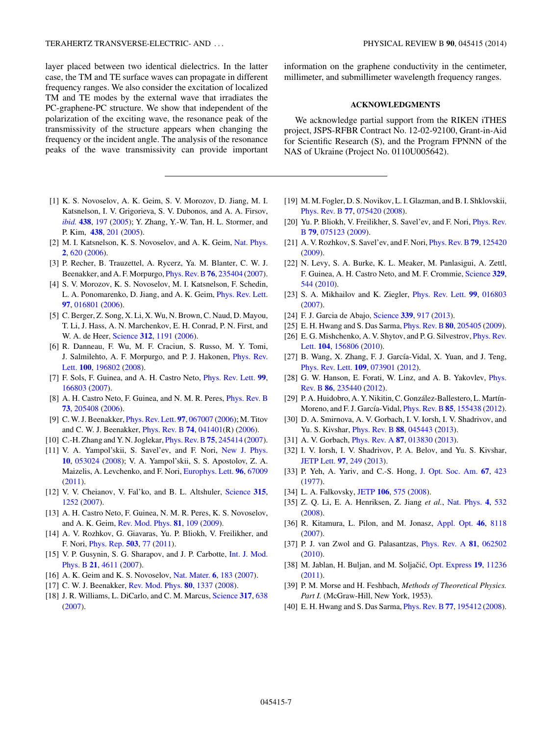layer placed between two identical dielectrics. In the latter case, the TM and TE surface waves can propagate in different frequency ranges. We also consider the excitation of localized TM and TE modes by the external wave that irradiates the PC-graphene-PC structure. We show that independent of the polarization of the exciting wave, the resonance peak of the transmissivity of the structure appears when changing the frequency or the incident angle. The analysis of the resonance peaks of the wave transmissivity can provide important information on the graphene conductivity in the centimeter, millimeter, and submillimeter wavelength frequency ranges.

## ACKNOWLEDGMENTS

We acknowledge partial support from the RIKEN iTHES project, JSPS-RFBR Contract No. 12-02-92100, Grant-in-Aid for Scientific Research (S), and the Program FPNNN of the NAS of Ukraine (Project No. 0110U005642).

---

[1] K. S. Novoselov, A. K. Geim, S. V. Morozov, D. Jiang, M. I. Katsnelson, I. V. Grigorieva, S. V. Dubonos, and A. A. Firsov, *ibid.* **438**, 197 (2005); Y. Zhang, Y.-W. Tan, H. L. Stormer, and P. Kim, **438**, 201 (2005).

[2] M. I. Katsnelson, K. S. Novoselov, and A. K. Geim, Nat. Phys. **2**, 620 (2006).

[3] P. Recher, B. Trauzettel, A. Rycerz, Ya. M. Blanter, C. W. J. Beenakker, and A. F. Morpurgo, Phys. Rev. B **76**, 235404 (2007).

[4] S. V. Morozov, K. S. Novoselov, M. I. Katsnelson, F. Schedin, L. A. Ponomarenko, D. Jiang, and A. K. Geim, Phys. Rev. Lett. **97**, 016801 (2006).

[5] C. Berger, Z. Song, X. Li, X. Wu, N. Brown, C. Naud, D. Mayou, T. Li, J. Hass, A. N. Marchenkov, E. H. Conrad, P. N. First, and W. A. de Heer, Science **312**, 1191 (2006).

[6] R. Danneau, F. Wu, M. F. Craciun, S. Russo, M. Y. Tomi, J. Salmilehto, A. F. Morpurgo, and P. J. Hakonen, Phys. Rev. Lett. **100**, 196802 (2008).

[7] F. Sols, F. Guinea, and A. H. Castro Neto, Phys. Rev. Lett. **99**, 166803 (2007).

[8] A. H. Castro Neto, F. Guinea, and N. M. R. Peres, Phys. Rev. B **73**, 205408 (2006).

[9] C. W. J. Beenakker, Phys. Rev. Lett. **97**, 067007 (2006); M. Titov and C. W. J. Beenakker, Phys. Rev. B **74**, 041401(R) (2006).

[10] C.-H. Zhang and Y. N. Joglekar, Phys. Rev. B **75**, 245414 (2007).

[11] V. A. Yampol'skii, S. Savel'ev, and F. Nori, New J. Phys. **10**, 053024 (2008); V. A. Yampol'skii, S. S. Apostolov, Z. A. Maizelis, A. Levchenko, and F. Nori, Europhys. Lett. **96**, 67009 (2011).

[12] V. V. Cheianov, V. Fal'ko, and B. L. Altshuler, Science **315**, 1252 (2007).

[13] A. H. Castro Neto, F. Guinea, N. M. R. Peres, K. S. Novoselov, and A. K. Geim, Rev. Mod. Phys. **81**, 109 (2009).

[14] A. V. Rozhkov, G. Giavaras, Yu. P. Bliokh, V. Freilikher, and F. Nori, Phys. Rep. **503**, 77 (2011).

[15] V. P. Gusynin, S. G. Sharapov, and J. P. Carbotte, Int. J. Mod. Phys. B **21**, 4611 (2007).

[16] A. K. Geim and K. S. Novoselov, Nat. Mater. **6**, 183 (2007).

[17] C. W. J. Beenakker, Rev. Mod. Phys. **80**, 1337 (2008).

[18] J. R. Williams, L. DiCarlo, and C. M. Marcus, Science **317**, 638 (2007).

[19] M. M. Fogler, D. S. Novikov, L. I. Glazman, and B. I. Shklovskii, Phys. Rev. B **77**, 075420 (2008).

[20] Yu. P. Bliokh, V. Freilikher, S. Savel'ev, and F. Nori, Phys. Rev. B **79**, 075123 (2009).

[21] A. V. Rozhkov, S. Savel'ev, and F. Nori, Phys. Rev. B **79**, 125420 (2009).

[22] N. Levy, S. A. Burke, K. L. Meaker, M. Panlasigui, A. Zettl, F. Guinea, A. H. Castro Neto, and M. F. Crommie, Science **329**, 544 (2010).

[23] S. A. Mikhailov and K. Ziegler, Phys. Rev. Lett. **99**, 016803 (2007).

[24] F. J. Garcia de Abajo, Science **339**, 917 (2013).

[25] E. H. Hwang and S. Das Sarma, Phys. Rev. B **80**, 205405 (2009).

[26] E. G. Mishchenko, A. V. Shytov, and P. G. Silvestrov, Phys. Rev. Lett. **104**, 156806 (2010).

[27] B. Wang, X. Zhang, F. J. García-Vidal, X. Yuan, and J. Teng, Phys. Rev. Lett. **109**, 073901 (2012).

[28] G. W. Hanson, E. Forati, W. Linz, and A. B. Yakovlev, Phys. Rev. B **86**, 235440 (2012).

[29] P. A. Huidobro, A. Y. Nikitin, C. González-Ballestero, L. Martín-Moreno, and F. J. García-Vidal, Phys. Rev. B **85**, 155438 (2012).

[30] D. A. Smirnova, A. V. Gorbach, I. V. Iorsh, I. V. Shadrivov, and Yu. S. Kivshar, Phys. Rev. B **88**, 045443 (2013).

[31] A. V. Gorbach, Phys. Rev. A **87**, 013830 (2013).

[32] I. V. Iorsh, I. V. Shadrivov, P. A. Belov, and Yu. S. Kivshar, JETP Lett. **97**, 249 (2013).

[33] P. Yeh, A. Yariv, and C.-S. Hong, J. Opt. Soc. Am. **67**, 423 (1977).

[34] L. A. Falkovsky, JETP **106**, 575 (2008).

[35] Z. Q. Li, E. A. Henriksen, Z. Jiang *et al.*, Nat. Phys. **4**, 532 (2008).

[36] R. Kitamura, L. Pilon, and M. Jonasz, Appl. Opt. **46**, 8118 (2007).

[37] P. J. van Zwol and G. Palasantzas, Phys. Rev. A **81**, 062502 (2010).

[38] M. Jablan, H. Buljan, and M. Soljačić, Opt. Express **19**, 11236 (2011).

[39] P. M. Morse and H. Feshbach, *Methods of Theoretical Physics. Part I.* (McGraw-Hill, New York, 1953).

[40] E. H. Hwang and S. Das Sarma, Phys. Rev. B **77**, 195412 (2008).